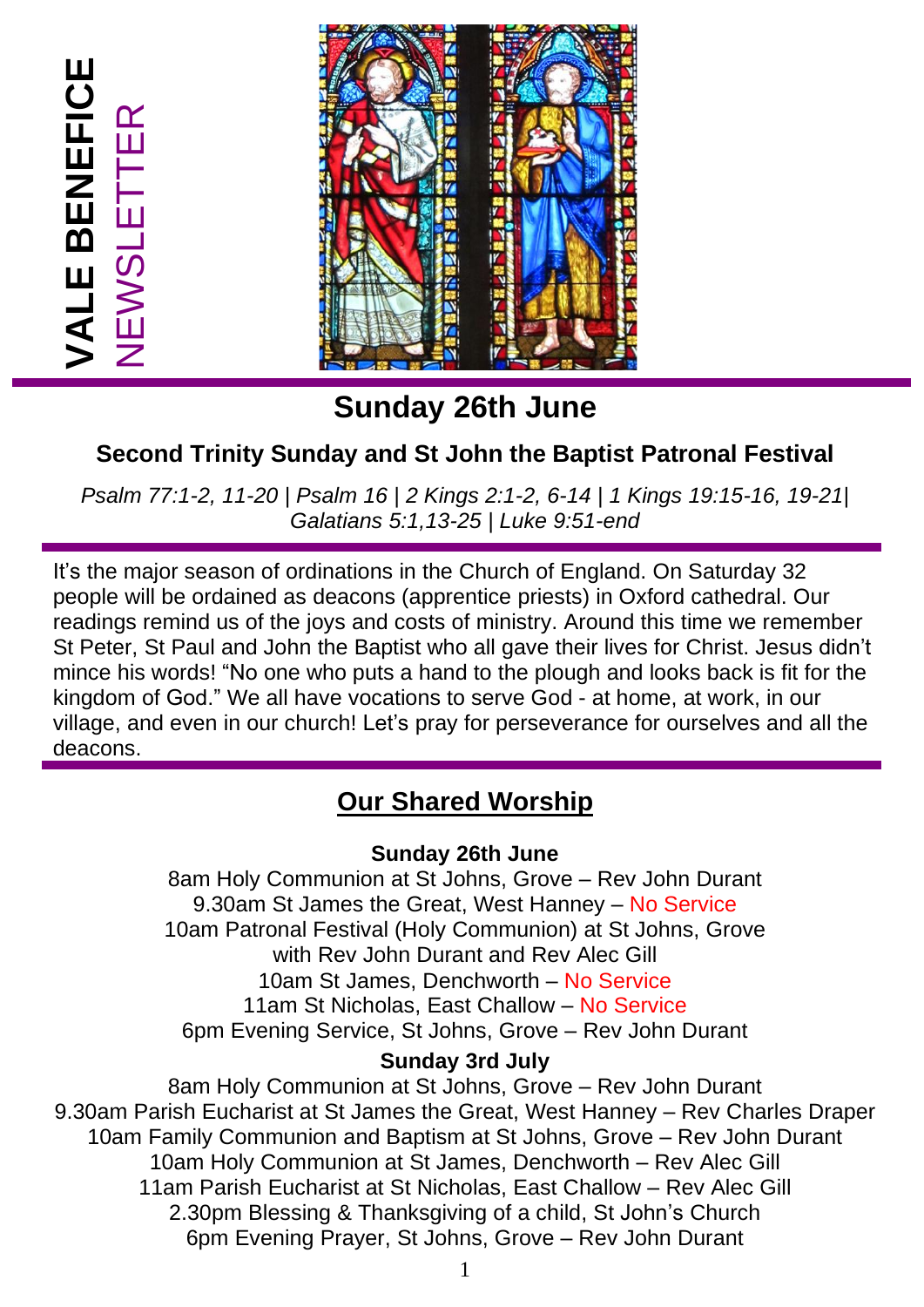# VALE BENEFICE NEWSLETTER

## Sunday 26th June

### Second Trinity Sunday and St John the Baptist Patronal Festival

*Psalm 77:1-2, 11-20 | Psalm 16 | 2 Kings 2:1-2, 6-14 | 1 Kings 19:15-16, 19-21| Galatians 5:1,13-25 | Luke 9:51-end*

It's the major season of ordinations in the Church of England. On Saturday 32 people will be ordained as deacons (apprentice priests) in Oxford cathedral. Our readings remind us of the joys and costs of ministry. Around this time we remember St Peter, St Paul and John the Baptist who all gave their lives for Christ. Jesus didn't mince his words! "No one who puts a hand to the plough and looks back is fit for the kingdom of God." We all have vocations to serve God - at home, at work, in our village, and even in our church! Let's pray for perseverance for ourselves and all the deacons.

## Our Shared Worship

**Sunday 26th June**

8am Holy Communion at St Johns, Grove – Rev John Durant
9.30am St James the Great, West Hanney – No Service
10am Patronal Festival (Holy Communion) at St Johns, Grove with Rev John Durant and Rev Alec Gill
10am St James, Denchworth – No Service
11am St Nicholas, East Challow – No Service
6pm Evening Service, St Johns, Grove – Rev John Durant

**Sunday 3rd July**

8am Holy Communion at St Johns, Grove – Rev John Durant
9.30am Parish Eucharist at St James the Great, West Hanney – Rev Charles Draper
10am Family Communion and Baptism at St Johns, Grove – Rev John Durant
10am Holy Communion at St James, Denchworth – Rev Alec Gill
11am Parish Eucharist at St Nicholas, East Challow – Rev Alec Gill
2.30pm Blessing & Thanksgiving of a child, St John's Church
6pm Evening Prayer, St Johns, Grove – Rev John Durant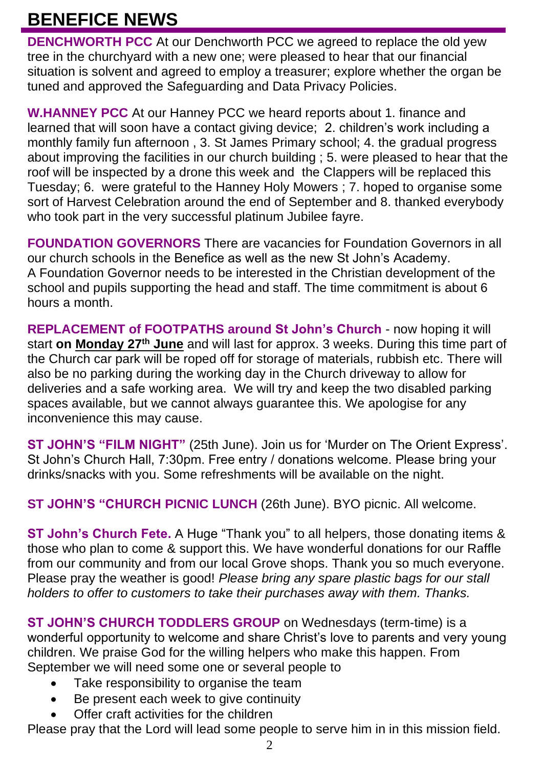# BENEFICE NEWS

**DENCHWORTH PCC** At our Denchworth PCC we agreed to replace the old yew tree in the churchyard with a new one; were pleased to hear that our financial situation is solvent and agreed to employ a treasurer; explore whether the organ be tuned and approved the Safeguarding and Data Privacy Policies.

**W.HANNEY PCC** At our Hanney PCC we heard reports about 1. finance and learned that will soon have a contact giving device; 2. children's work including a monthly family fun afternoon , 3. St James Primary school; 4. the gradual progress about improving the facilities in our church building ; 5. were pleased to hear that the roof will be inspected by a drone this week and the Clappers will be replaced this Tuesday; 6. were grateful to the Hanney Holy Mowers ; 7. hoped to organise some sort of Harvest Celebration around the end of September and 8. thanked everybody who took part in the very successful platinum Jubilee fayre.

**FOUNDATION GOVERNORS** There are vacancies for Foundation Governors in all our church schools in the Benefice as well as the new St John's Academy. A Foundation Governor needs to be interested in the Christian development of the school and pupils supporting the head and staff. The time commitment is about 6 hours a month.

**REPLACEMENT of FOOTPATHS around St John's Church** - now hoping it will start **on <u>Monday 27th June</u>** and will last for approx. 3 weeks. During this time part of the Church car park will be roped off for storage of materials, rubbish etc. There will also be no parking during the working day in the Church driveway to allow for deliveries and a safe working area. We will try and keep the two disabled parking spaces available, but we cannot always guarantee this. We apologise for any inconvenience this may cause.

**ST JOHN'S "FILM NIGHT"** (25th June). Join us for 'Murder on The Orient Express'. St John's Church Hall, 7:30pm. Free entry / donations welcome. Please bring your drinks/snacks with you. Some refreshments will be available on the night.

**ST JOHN'S "CHURCH PICNIC LUNCH** (26th June). BYO picnic. All welcome.

**ST John's Church Fete.** A Huge "Thank you" to all helpers, those donating items & those who plan to come & support this. We have wonderful donations for our Raffle from our community and from our local Grove shops. Thank you so much everyone. Please pray the weather is good! *Please bring any spare plastic bags for our stall holders to offer to customers to take their purchases away with them. Thanks.*

**ST JOHN'S CHURCH TODDLERS GROUP** on Wednesdays (term-time) is a wonderful opportunity to welcome and share Christ's love to parents and very young children. We praise God for the willing helpers who make this happen. From September we will need some one or several people to

- Take responsibility to organise the team
- Be present each week to give continuity
- Offer craft activities for the children

Please pray that the Lord will lead some people to serve him in in this mission field.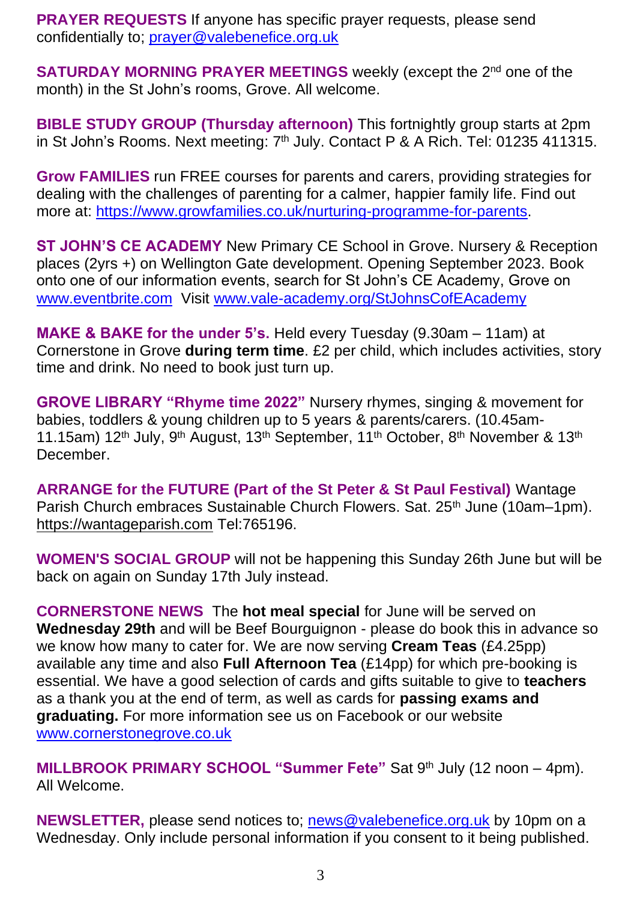**PRAYER REQUESTS** If anyone has specific prayer requests, please send confidentially to; prayer@valebenefice.org.uk

**SATURDAY MORNING PRAYER MEETINGS** weekly (except the 2nd one of the month) in the St John's rooms, Grove. All welcome.

**BIBLE STUDY GROUP (Thursday afternoon)** This fortnightly group starts at 2pm in St John's Rooms. Next meeting: 7th July. Contact P & A Rich. Tel: 01235 411315.

**Grow FAMILIES** run FREE courses for parents and carers, providing strategies for dealing with the challenges of parenting for a calmer, happier family life. Find out more at: https://www.growfamilies.co.uk/nurturing-programme-for-parents.

**ST JOHN'S CE ACADEMY** New Primary CE School in Grove. Nursery & Reception places (2yrs +) on Wellington Gate development. Opening September 2023. Book onto one of our information events, search for St John's CE Academy, Grove on www.eventbrite.com Visit www.vale-academy.org/StJohnsCofEAcademy

**MAKE & BAKE for the under 5's.** Held every Tuesday (9.30am – 11am) at Cornerstone in Grove **during term time**. £2 per child, which includes activities, story time and drink. No need to book just turn up.

**GROVE LIBRARY "Rhyme time 2022"** Nursery rhymes, singing & movement for babies, toddlers & young children up to 5 years & parents/carers. (10.45am-11.15am) 12th July, 9th August, 13th September, 11th October, 8th November & 13th December.

**ARRANGE for the FUTURE (Part of the St Peter & St Paul Festival)** Wantage Parish Church embraces Sustainable Church Flowers. Sat. 25th June (10am–1pm). https://wantageparish.com Tel:765196.

**WOMEN'S SOCIAL GROUP** will not be happening this Sunday 26th June but will be back on again on Sunday 17th July instead.

**CORNERSTONE NEWS** The **hot meal special** for June will be served on **Wednesday 29th** and will be Beef Bourguignon - please do book this in advance so we know how many to cater for. We are now serving **Cream Teas** (£4.25pp) available any time and also **Full Afternoon Tea** (£14pp) for which pre-booking is essential. We have a good selection of cards and gifts suitable to give to **teachers** as a thank you at the end of term, as well as cards for **passing exams and graduating.** For more information see us on Facebook or our website www.cornerstonegrove.co.uk

**MILLBROOK PRIMARY SCHOOL "Summer Fete"** Sat 9th July (12 noon – 4pm). All Welcome.

**NEWSLETTER,** please send notices to; news@valebenefice.org.uk by 10pm on a Wednesday. Only include personal information if you consent to it being published.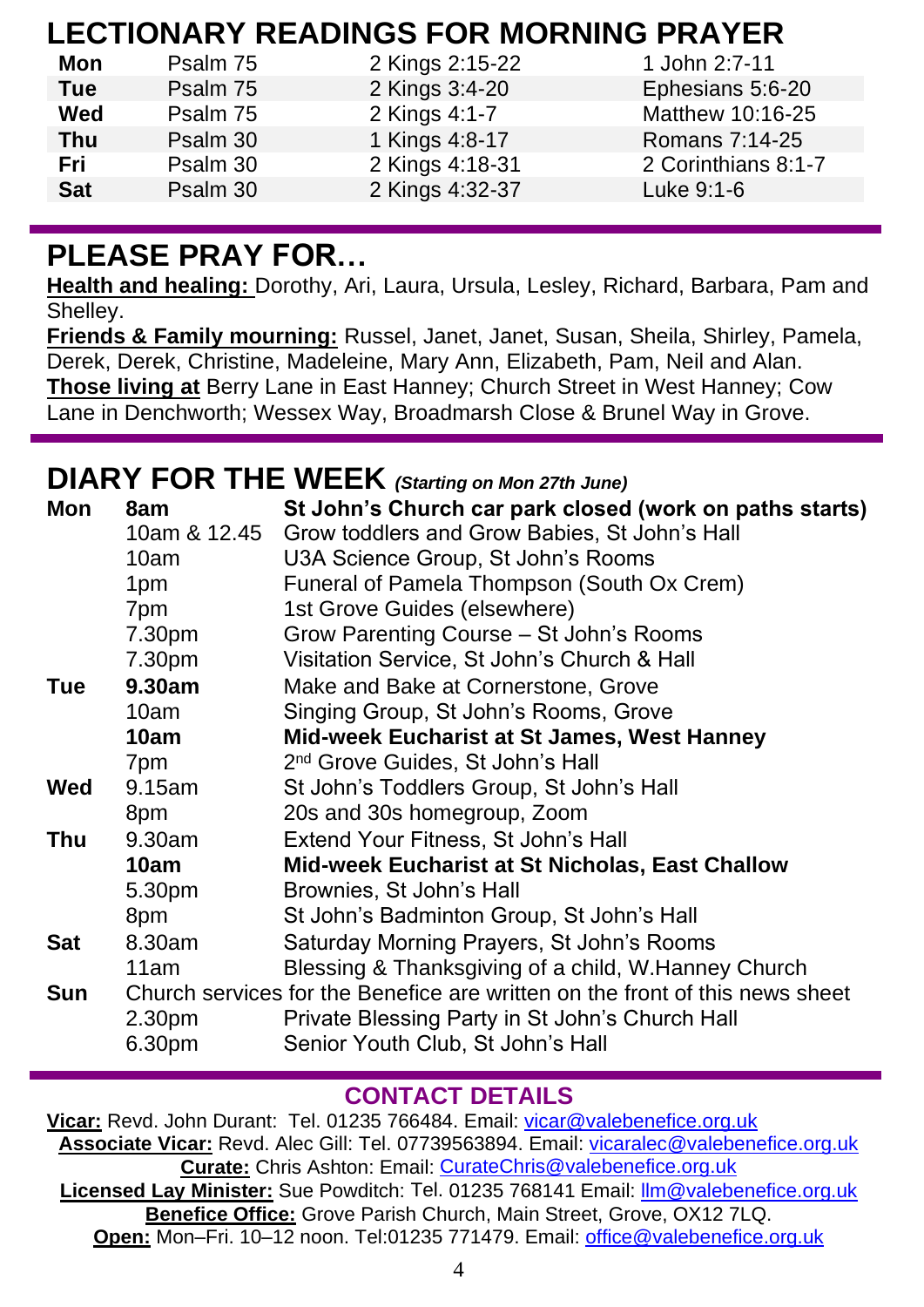# LECTIONARY READINGS FOR MORNING PRAYER

| | | | |
|---|---|---|---|
| **Mon** | Psalm 75 | 2 Kings 2:15-22 | 1 John 2:7-11 |
| **Tue** | Psalm 75 | 2 Kings 3:4-20 | Ephesians 5:6-20 |
| **Wed** | Psalm 75 | 2 Kings 4:1-7 | Matthew 10:16-25 |
| **Thu** | Psalm 30 | 1 Kings 4:8-17 | Romans 7:14-25 |
| **Fri** | Psalm 30 | 2 Kings 4:18-31 | 2 Corinthians 8:1-7 |
| **Sat** | Psalm 30 | 2 Kings 4:32-37 | Luke 9:1-6 |

# PLEASE PRAY FOR…

**Health and healing:** Dorothy, Ari, Laura, Ursula, Lesley, Richard, Barbara, Pam and Shelley.
**Friends & Family mourning:** Russel, Janet, Janet, Susan, Sheila, Shirley, Pamela, Derek, Derek, Christine, Madeleine, Mary Ann, Elizabeth, Pam, Neil and Alan.
**Those living at** Berry Lane in East Hanney; Church Street in West Hanney; Cow Lane in Denchworth; Wessex Way, Broadmarsh Close & Brunel Way in Grove.

# DIARY FOR THE WEEK *(Starting on Mon 27th June)*

| | | |
|---|---|---|
| **Mon** | **8am** | **St John's Church car park closed (work on paths starts)** |
| | 10am & 12.45 | Grow toddlers and Grow Babies, St John's Hall |
| | 10am | U3A Science Group, St John's Rooms |
| | 1pm | Funeral of Pamela Thompson (South Ox Crem) |
| | 7pm | 1st Grove Guides (elsewhere) |
| | 7.30pm | Grow Parenting Course – St John's Rooms |
| | 7.30pm | Visitation Service, St John's Church & Hall |
| **Tue** | **9.30am** | Make and Bake at Cornerstone, Grove |
| | 10am | Singing Group, St John's Rooms, Grove |
| | **10am** | **Mid-week Eucharist at St James, West Hanney** |
| | 7pm | 2nd Grove Guides, St John's Hall |
| **Wed** | 9.15am | St John's Toddlers Group, St John's Hall |
| | 8pm | 20s and 30s homegroup, Zoom |
| **Thu** | 9.30am | Extend Your Fitness, St John's Hall |
| | **10am** | **Mid-week Eucharist at St Nicholas, East Challow** |
| | 5.30pm | Brownies, St John's Hall |
| | 8pm | St John's Badminton Group, St John's Hall |
| **Sat** | 8.30am | Saturday Morning Prayers, St John's Rooms |
| | 11am | Blessing & Thanksgiving of a child, W.Hanney Church |
| **Sun** | Church services for the Benefice are written on the front of this news sheet | |
| | 2.30pm | Private Blessing Party in St John's Church Hall |
| | 6.30pm | Senior Youth Club, St John's Hall |

## CONTACT DETAILS

**Vicar:** Revd. John Durant: Tel. 01235 766484. Email: vicar@valebenefice.org.uk
**Associate Vicar:** Revd. Alec Gill: Tel. 07739563894. Email: vicaralec@valebenefice.org.uk
**Curate:** Chris Ashton: Email: CurateChris@valebenefice.org.uk
**Licensed Lay Minister:** Sue Powditch: Tel. 01235 768141 Email: llm@valebenefice.org.uk
**Benefice Office:** Grove Parish Church, Main Street, Grove, OX12 7LQ.
**Open:** Mon–Fri. 10–12 noon. Tel:01235 771479. Email: office@valebenefice.org.uk